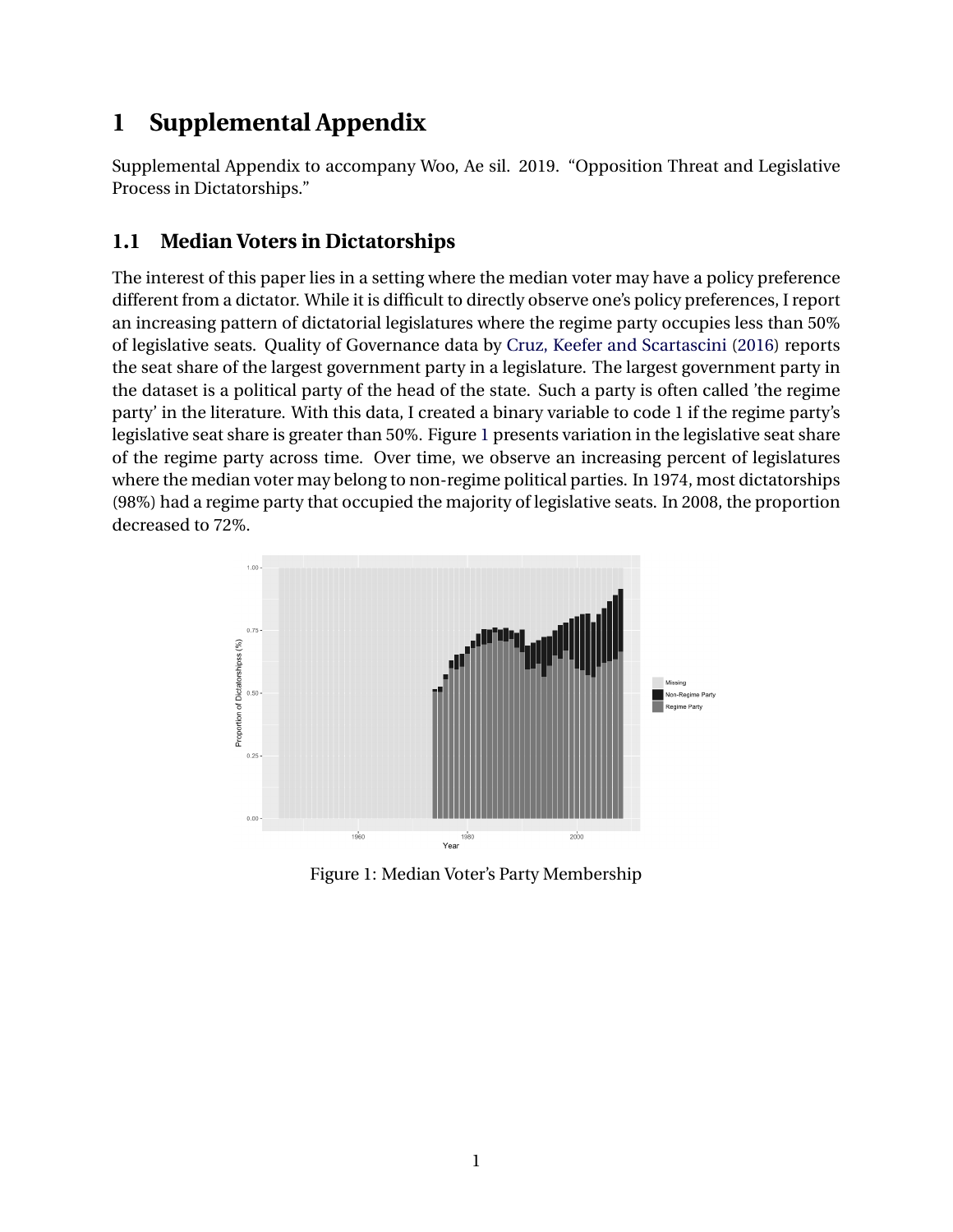# 1 Supplemental Appendix

Supplemental Appendix to accompany Woo, Ae sil. 2019. "Opposition Threat and Legislative Process in Dictatorships."

## 1.1 Median Voters in Dictatorships

The interest of this paper lies in a setting where the median voter may have a policy preference different from a dictator. While it is difficult to directly observe one's policy preferences, I report an increasing pattern of dictatorial legislatures where the regime party occupies less than 50% of legislative seats. Quality of Governance data by Cruz, Keefer and Scartascini (2016) reports the seat share of the largest government party in a legislature. The largest government party in the dataset is a political party of the head of the state. Such a party is often called 'the regime party' in the literature. With this data, I created a binary variable to code 1 if the regime party's legislative seat share is greater than 50%. Figure 1 presents variation in the legislative seat share of the regime party across time. Over time, we observe an increasing percent of legislatures where the median voter may belong to non-regime political parties. In 1974, most dictatorships (98%) had a regime party that occupied the majority of legislative seats. In 2008, the proportion decreased to 72%.

Figure 1: Median Voter's Party Membership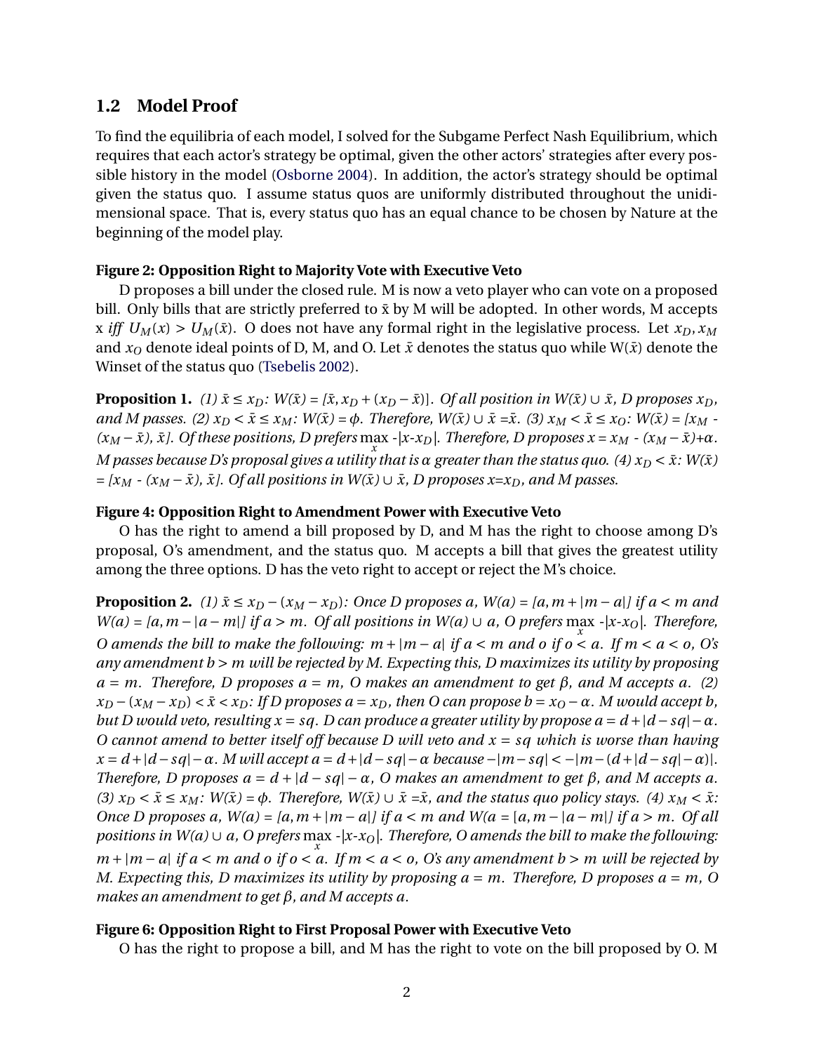## 1.2 Model Proof

To find the equilibria of each model, I solved for the Subgame Perfect Nash Equilibrium, which requires that each actor's strategy be optimal, given the other actors' strategies after every possible history in the model (Osborne 2004). In addition, the actor's strategy should be optimal given the status quo. I assume status quos are uniformly distributed throughout the unidimensional space. That is, every status quo has an equal chance to be chosen by Nature at the beginning of the model play.

**Figure 2: Opposition Right to Majority Vote with Executive Veto**

D proposes a bill under the closed rule. M is now a veto player who can vote on a proposed bill. Only bills that are strictly preferred to $\bar{x}$ by M will be adopted. In other words, M accepts x *iff* $U_M(x) > U_M(\bar{x})$. O does not have any formal right in the legislative process. Let $x_D, x_M$ and $x_O$ denote ideal points of D, M, and O. Let $\bar{x}$ denotes the status quo while W($\bar{x}$) denote the Winset of the status quo (Tsebelis 2002).

**Proposition 1.** *(1) $\bar{x} \leq x_D$: W($\bar{x}$) = $[\bar{x}, x_D + (x_D - \bar{x})]$. Of all position in W($\bar{x}$) ∪ $\bar{x}$, D proposes $x_D$, and M passes. (2) $x_D < \bar{x} \leq x_M$: W($\bar{x}$) = $\phi$. Therefore, W($\bar{x}$) ∪ $\bar{x}$ =$\bar{x}$. (3) $x_M < \bar{x} \leq x_O$: W($\bar{x}$) = $[x_M - (x_M - \bar{x}), \bar{x}]$. Of these positions, D prefers $\max_x -|x - x_D|$. Therefore, D proposes $x = x_M - (x_M - \bar{x}) + \alpha$. M passes because D's proposal gives a utility that is $\alpha$ greater than the status quo. (4) $x_D < \bar{x}$: W($\bar{x}$) = $[x_M - (x_M - \bar{x}), \bar{x}]$. Of all positions in W($\bar{x}$) ∪ $\bar{x}$, D proposes x=$x_D$, and M passes.*

**Figure 4: Opposition Right to Amendment Power with Executive Veto**

O has the right to amend a bill proposed by D, and M has the right to choose among D's proposal, O's amendment, and the status quo. M accepts a bill that gives the greatest utility among the three options. D has the veto right to accept or reject the M's choice.

**Proposition 2.** *(1) $\bar{x} \leq x_D - (x_M - x_D)$: Once D proposes a, W(a) = $[a, m + |m - a|]$ if $a < m$ and W(a) = $[a, m - |a - m|]$ if $a > m$. Of all positions in W(a) ∪ a, O prefers $\max_x -|x - x_O|$. Therefore, O amends the bill to make the following: $m + |m - a|$ if $a < m$ and o if $o < a$. If $m < a < o$, O's any amendment $b > m$ will be rejected by M. Expecting this, D maximizes its utility by proposing $a = m$. Therefore, D proposes $a = m$, O makes an amendment to get $\beta$, and M accepts a. (2) $x_D - (x_M - x_D) < \bar{x} < x_D$: If D proposes $a = x_D$, then O can propose $b = x_O - \alpha$. M would accept b, but D would veto, resulting $x = sq$. D can produce a greater utility by propose $a = d + |d - sq| - \alpha$. O cannot amend to better itself off because D will veto and $x = sq$ which is worse than having $x = d + |d - sq| - \alpha$. M will accept $a = d + |d - sq| - \alpha$ because $-|m - sq| < -|m - (d + |d - sq| - \alpha)|$. Therefore, D proposes $a = d + |d - sq| - \alpha$, O makes an amendment to get $\beta$, and M accepts a. (3) $x_D < \bar{x} \leq x_M$: W($\bar{x}$) = $\phi$. Therefore, W($\bar{x}$) ∪ $\bar{x}$ =$\bar{x}$, and the status quo policy stays. (4) $x_M < \bar{x}$: Once D proposes a, W(a) = $[a, m + |m - a|]$ if $a < m$ and W(a = $[a, m - |a - m|]$ if $a > m$. Of all positions in W(a) ∪ a, O prefers $\max_x -|x - x_O|$. Therefore, O amends the bill to make the following: $m + |m - a|$ if $a < m$ and o if $o < a$. If $m < a < o$, O's any amendment $b > m$ will be rejected by M. Expecting this, D maximizes its utility by proposing $a = m$. Therefore, D proposes $a = m$, O makes an amendment to get $\beta$, and M accepts a.*

**Figure 6: Opposition Right to First Proposal Power with Executive Veto**

O has the right to propose a bill, and M has the right to vote on the bill proposed by O. M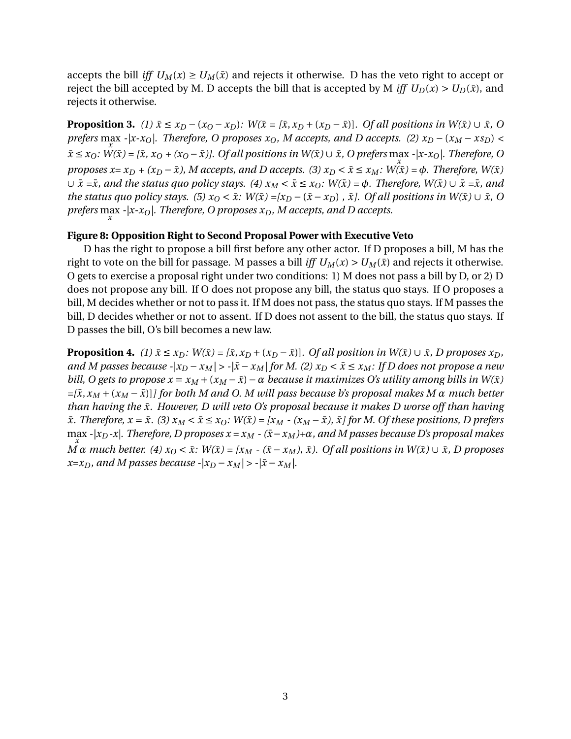accepts the bill *iff* $U_M(x) \geq U_M(\bar{x})$ and rejects it otherwise. D has the veto right to accept or reject the bill accepted by M. D accepts the bill that is accepted by M *iff* $U_D(x) > U_D(\bar{x})$, and rejects it otherwise.

**Proposition 3.** *(1) $\bar{x} \leq x_D - (x_O - x_D)$: W($\bar{x}$ = [$\bar{x}, x_D + (x_D - \bar{x})$]. Of all positions in $W(\bar{x}) \cup \bar{x}$, O prefers $\max_x$ -|x-$x_O$|. Therefore, O proposes $x_O$, M accepts, and D accepts. (2) $x_D - (x_M - xs_D) < \bar{x} \leq x_O$: W($\bar{x}$) = [$\bar{x}$, $x_O$ + ($x_O - \bar{x}$)]. Of all positions in $W(\bar{x}) \cup \bar{x}$, O prefers $\max_x$ -|x-$x_O$|. Therefore, O proposes x= $x_D$ + ($x_D - \bar{x}$), M accepts, and D accepts. (3) $x_D < \bar{x} \leq x_M$: $W(\bar{x}) = \phi$. Therefore, $W(\bar{x})$ $\cup$ $\bar{x}$ =$\bar{x}$, and the status quo policy stays. (4) $x_M < \bar{x} \leq x_O$: $W(\bar{x}) = \phi$. Therefore, $W(\bar{x}) \cup \bar{x}$ =$\bar{x}$, and the status quo policy stays. (5) $x_O < \bar{x}$: W($\bar{x}$) =[$x_D - (\bar{x} - x_D)$ , $\bar{x}$]. Of all positions in $W(\bar{x}) \cup \bar{x}$, O prefers $\max_x$ -|x-$x_O$|. Therefore, O proposes $x_D$, M accepts, and D accepts.*

**Figure 8: Opposition Right to Second Proposal Power with Executive Veto**

D has the right to propose a bill first before any other actor. If D proposes a bill, M has the right to vote on the bill for passage. M passes a bill *iff* $U_M(x) > U_M(\bar{x})$ and rejects it otherwise. O gets to exercise a proposal right under two conditions: 1) M does not pass a bill by D, or 2) D does not propose any bill. If O does not propose any bill, the status quo stays. If O proposes a bill, M decides whether or not to pass it. If M does not pass, the status quo stays. If M passes the bill, D decides whether or not to assent. If D does not assent to the bill, the status quo stays. If D passes the bill, O's bill becomes a new law.

**Proposition 4.** *(1) $\bar{x} \leq x_D$: W($\bar{x}$) = [$\bar{x}, x_D + (x_D - \bar{x})$]. Of all position in $W(\bar{x}) \cup \bar{x}$, D proposes $x_D$, and M passes because -|$x_D - x_M$| > -|$\bar{x} - x_M$| for M. (2) $x_D < \bar{x} \leq x_M$: If D does not propose a new bill, O gets to propose $x = x_M + (x_M - \bar{x}) - \alpha$ because it maximizes O's utility among bills in W($\bar{x}$) =[$\bar{x}, x_M + (x_M - \bar{x})$]] for both M and O. M will pass because b's proposal makes M $\alpha$ much better than having the $\bar{x}$. However, D will veto O's proposal because it makes D worse off than having $\bar{x}$. Therefore, $x = \bar{x}$. (3) $x_M < \bar{x} \leq x_O$: W($\bar{x}$) = [$x_M$ - ($x_M - \bar{x}$), $\bar{x}$] for M. Of these positions, D prefers $\max_x$ -|$x_D$-x|. Therefore, D proposes x = $x_M$ - ($\bar{x} - x_M$)+$\alpha$, and M passes because D's proposal makes M $\alpha$ much better. (4) $x_O < \bar{x}$: W($\bar{x}$) = [$x_M$ - ($\bar{x} - x_M$), $\bar{x}$). Of all positions in $W(\bar{x}) \cup \bar{x}$, D proposes x=$x_D$, and M passes because -|$x_D - x_M$| > -|$\bar{x} - x_M$|.*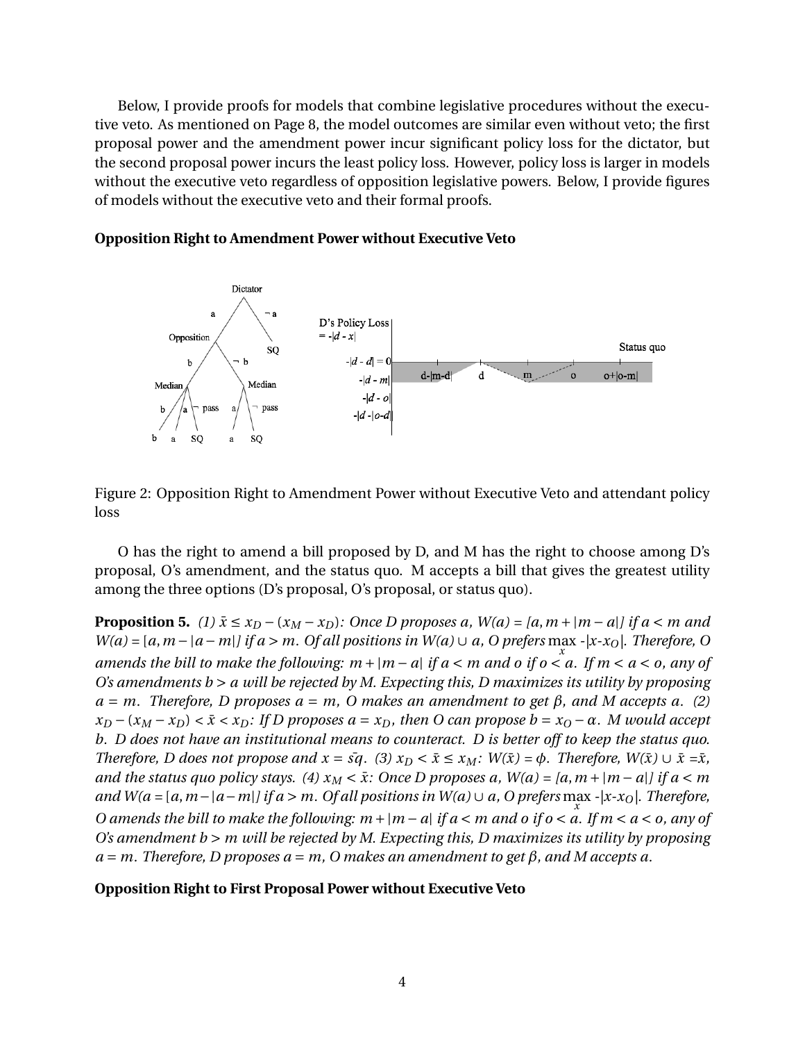Below, I provide proofs for models that combine legislative procedures without the executive veto. As mentioned on Page 8, the model outcomes are similar even without veto; the first proposal power and the amendment power incur significant policy loss for the dictator, but the second proposal power incurs the least policy loss. However, policy loss is larger in models without the executive veto regardless of opposition legislative powers. Below, I provide figures of models without the executive veto and their formal proofs.

**Opposition Right to Amendment Power without Executive Veto**

Figure 2: Opposition Right to Amendment Power without Executive Veto and attendant policy loss

O has the right to amend a bill proposed by D, and M has the right to choose among D's proposal, O's amendment, and the status quo. M accepts a bill that gives the greatest utility among the three options (D's proposal, O's proposal, or status quo).

**Proposition 5.** *(1) $\bar{x} \leq x_D - (x_M - x_D)$: Once D proposes a, W(a) = [$a, m + |m - a|$] if $a < m$ and W(a) = [$a, m - |a - m|$] if $a > m$. Of all positions in W(a) $\cup$ a, O prefers $\max_x$ -|x-$x_O$|. Therefore, O amends the bill to make the following: $m + |m - a|$ if $a < m$ and o if $o < a$. If $m < a < o$, any of O's amendments $b > a$ will be rejected by M. Expecting this, D maximizes its utility by proposing $a = m$. Therefore, D proposes $a = m$, O makes an amendment to get $\beta$, and M accepts a. (2) $x_D - (x_M - x_D) < \bar{x} < x_D$: If D proposes $a = x_D$, then O can propose $b = x_O - \alpha$. M would accept b. D does not have an institutional means to counteract. D is better off to keep the status quo. Therefore, D does not propose and $x = \bar{sq}$. (3) $x_D < \bar{x} \leq x_M$: W($\bar{x}$) = $\phi$. Therefore, W($\bar{x}$) $\cup$ $\bar{x}$ =$\bar{x}$, and the status quo policy stays. (4) $x_M < \bar{x}$: Once D proposes a, W(a) = [$a, m + |m - a|$] if $a < m$ and W(a = [$a, m - |a - m|$] if $a > m$. Of all positions in W(a) $\cup$ a, O prefers $\max_x$ -|x-$x_O$|. Therefore, O amends the bill to make the following: $m + |m - a|$ if $a < m$ and o if $o < a$. If $m < a < o$, any of O's amendment $b > m$ will be rejected by M. Expecting this, D maximizes its utility by proposing $a = m$. Therefore, D proposes $a = m$, O makes an amendment to get $\beta$, and M accepts a.*

**Opposition Right to First Proposal Power without Executive Veto**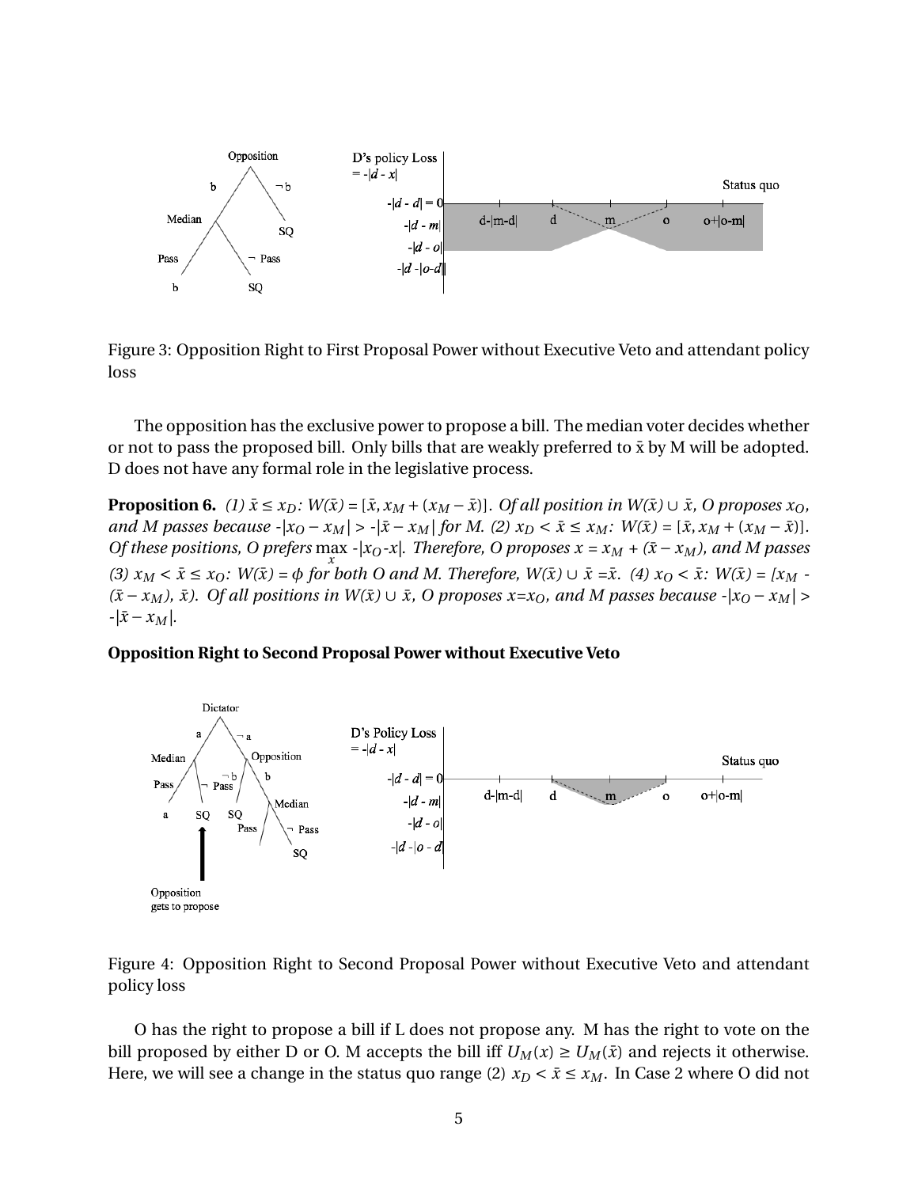Figure 3: Opposition Right to First Proposal Power without Executive Veto and attendant policy loss

The opposition has the exclusive power to propose a bill. The median voter decides whether or not to pass the proposed bill. Only bills that are weakly preferred to $\bar{x}$ by M will be adopted. D does not have any formal role in the legislative process.

**Proposition 6.** *(1) $\bar{x} \leq x_D$: $W(\bar{x}) = [\bar{x}, x_M + (x_M - \bar{x})]$. Of all position in $W(\bar{x}) \cup \bar{x}$, O proposes $x_O$, and M passes because $-|x_O - x_M| > -|\bar{x} - x_M|$ for M. (2) $x_D < \bar{x} \leq x_M$: $W(\bar{x}) = [\bar{x}, x_M + (x_M - \bar{x})]$. Of these positions, O prefers $\max_x -|x_O - x|$. Therefore, O proposes $x = x_M + (\bar{x} - x_M)$, and M passes (3) $x_M < \bar{x} \leq x_O$: $W(\bar{x}) = \phi$ for both O and M. Therefore, $W(\bar{x}) \cup \bar{x} = \bar{x}$. (4) $x_O < \bar{x}$: $W(\bar{x}) = [x_M - (\bar{x} - x_M), \bar{x})$. Of all positions in $W(\bar{x}) \cup \bar{x}$, O proposes $x = x_O$, and M passes because $-|x_O - x_M| > -|\bar{x} - x_M|$.*

**Opposition Right to Second Proposal Power without Executive Veto**

Figure 4: Opposition Right to Second Proposal Power without Executive Veto and attendant policy loss

O has the right to propose a bill if L does not propose any. M has the right to vote on the bill proposed by either D or O. M accepts the bill iff $U_M(x) \geq U_M(\bar{x})$ and rejects it otherwise. Here, we will see a change in the status quo range (2) $x_D < \bar{x} \leq x_M$. In Case 2 where O did not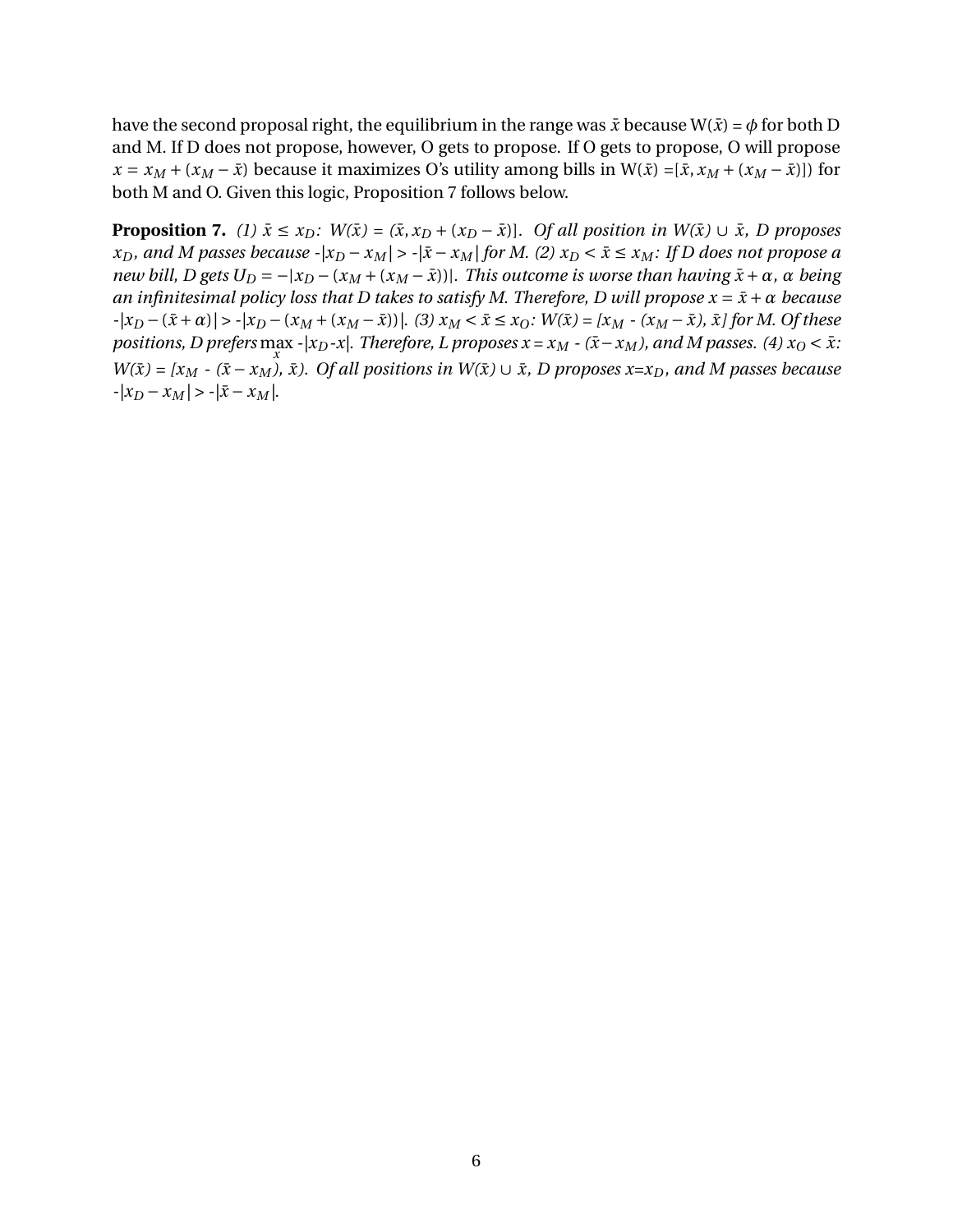have the second proposal right, the equilibrium in the range was $\bar{x}$ because W($\bar{x}$) = $\phi$ for both D and M. If D does not propose, however, O gets to propose. If O gets to propose, O will propose $x = x_M + (x_M - \bar{x})$ because it maximizes O's utility among bills in W($\bar{x}$) =[$\bar{x}, x_M + (x_M - \bar{x})$]) for both M and O. Given this logic, Proposition 7 follows below.

**Proposition 7.** *(1) $\bar{x} \le x_D$: W($\bar{x}$) = ($\bar{x}, x_D + (x_D - \bar{x})$]. Of all position in W($\bar{x}$) $\cup$ $\bar{x}$, D proposes $x_D$, and M passes because -$|x_D - x_M|$ > -$|\bar{x} - x_M|$ for M. (2) $x_D < \bar{x} \le x_M$: If D does not propose a new bill, D gets $U_D = -|x_D - (x_M + (x_M - \bar{x}))|$. This outcome is worse than having $\bar{x} + \alpha$, $\alpha$ being an infinitesimal policy loss that D takes to satisfy M. Therefore, D will propose $x = \bar{x} + \alpha$ because -$|x_D - (\bar{x} + \alpha)|$ > -$|x_D - (x_M + (x_M - \bar{x}))|$. (3) $x_M < \bar{x} \le x_O$: W($\bar{x}$) = [$x_M$ - ($x_M - \bar{x}$), $\bar{x}$] for M. Of these positions, D prefers $\max_x$ -$|x_D$-$x|$. Therefore, L proposes $x = x_M$ - ($\bar{x} - x_M$), and M passes. (4) $x_O < \bar{x}$: W($\bar{x}$) = [$x_M$ - ($\bar{x} - x_M$), $\bar{x}$). Of all positions in W($\bar{x}$) $\cup$ $\bar{x}$, D proposes x=$x_D$, and M passes because -$|x_D - x_M|$ > -$|\bar{x} - x_M|$.*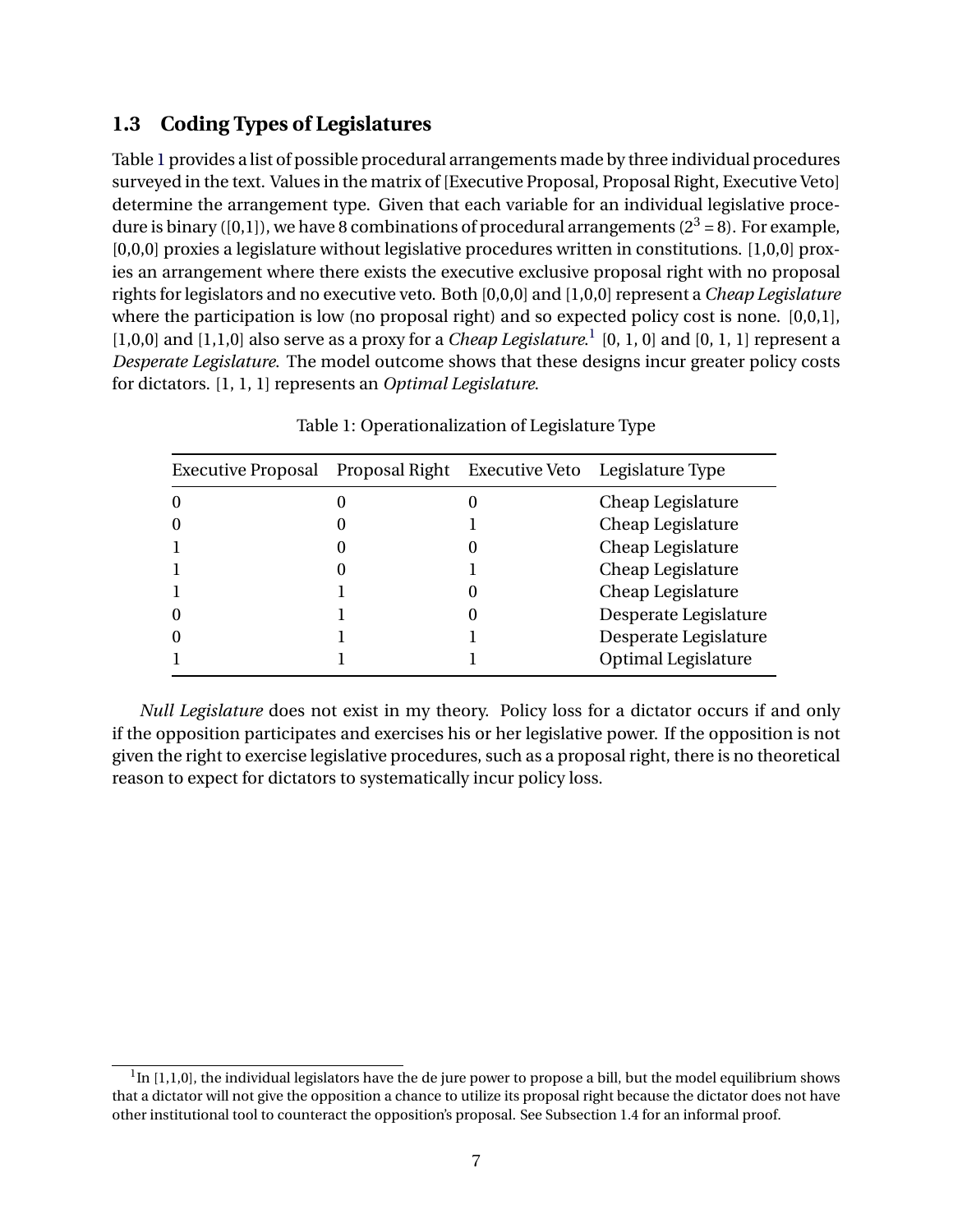### 1.3 Coding Types of Legislatures

Table 1 provides a list of possible procedural arrangements made by three individual procedures surveyed in the text. Values in the matrix of [Executive Proposal, Proposal Right, Executive Veto] determine the arrangement type. Given that each variable for an individual legislative procedure is binary ([0,1]), we have 8 combinations of procedural arrangements ($2^3 = 8$). For example, [0,0,0] proxies a legislature without legislative procedures written in constitutions. [1,0,0] proxies an arrangement where there exists the executive exclusive proposal right with no proposal rights for legislators and no executive veto. Both [0,0,0] and [1,0,0] represent a *Cheap Legislature* where the participation is low (no proposal right) and so expected policy cost is none. [0,0,1], [1,0,0] and [1,1,0] also serve as a proxy for a *Cheap Legislature*.[1] [0, 1, 0] and [0, 1, 1] represent a *Desperate Legislature*. The model outcome shows that these designs incur greater policy costs for dictators. [1, 1, 1] represents an *Optimal Legislature*.

Table 1: Operationalization of Legislature Type

| Executive Proposal | Proposal Right | Executive Veto | Legislature Type |
|---|---|---|---|
| 0 | 0 | 0 | Cheap Legislature |
| 0 | 0 | 1 | Cheap Legislature |
| 1 | 0 | 0 | Cheap Legislature |
| 1 | 0 | 1 | Cheap Legislature |
| 1 | 1 | 0 | Cheap Legislature |
| 0 | 1 | 0 | Desperate Legislature |
| 0 | 1 | 1 | Desperate Legislature |
| 1 | 1 | 1 | Optimal Legislature |

*Null Legislature* does not exist in my theory. Policy loss for a dictator occurs if and only if the opposition participates and exercises his or her legislative power. If the opposition is not given the right to exercise legislative procedures, such as a proposal right, there is no theoretical reason to expect for dictators to systematically incur policy loss.

[1] In [1,1,0], the individual legislators have the de jure power to propose a bill, but the model equilibrium shows that a dictator will not give the opposition a chance to utilize its proposal right because the dictator does not have other institutional tool to counteract the opposition's proposal. See Subsection 1.4 for an informal proof.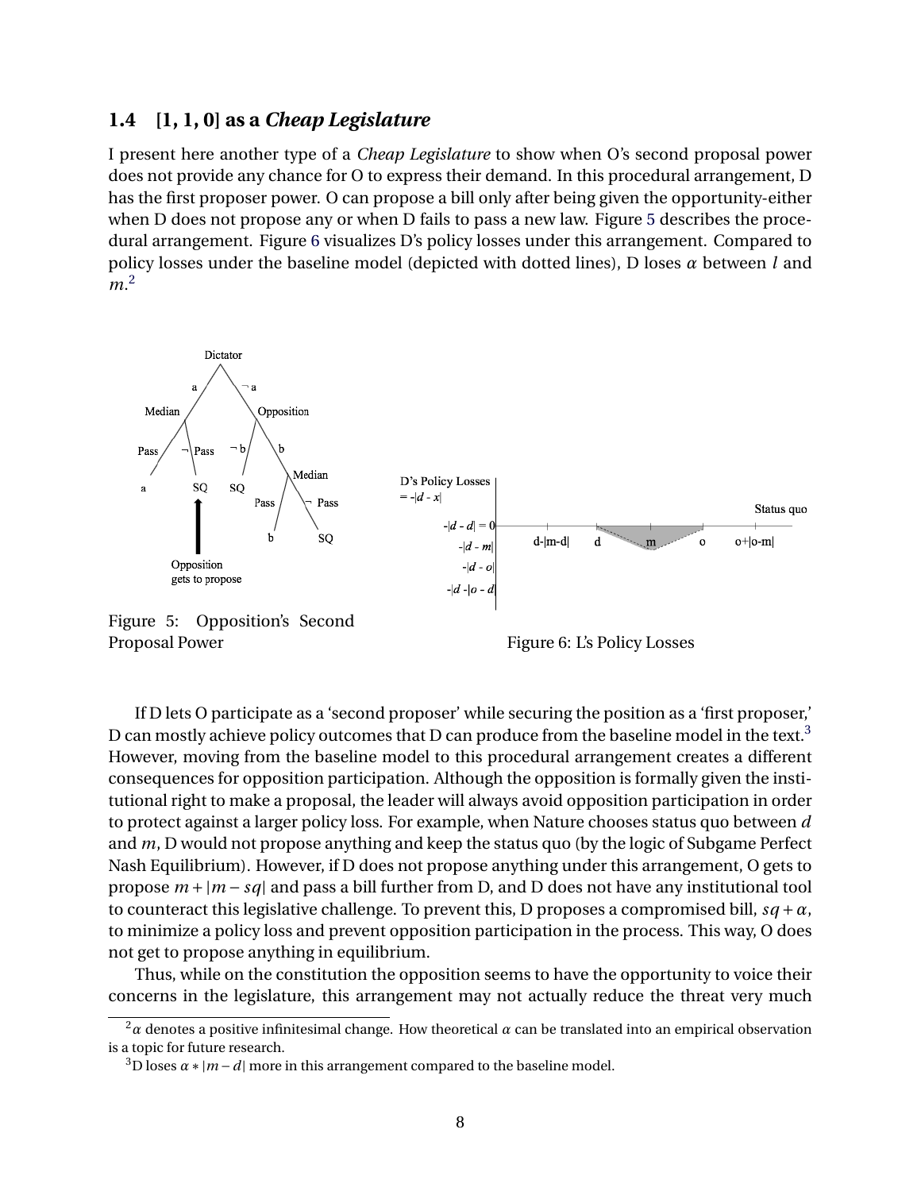## 1.4 [1, 1, 0] as a *Cheap Legislature*

I present here another type of a *Cheap Legislature* to show when O's second proposal power does not provide any chance for O to express their demand. In this procedural arrangement, D has the first proposer power. O can propose a bill only after being given the opportunity-either when D does not propose any or when D fails to pass a new law. Figure 5 describes the procedural arrangement. Figure 6 visualizes D's policy losses under this arrangement. Compared to policy losses under the baseline model (depicted with dotted lines), D loses $\alpha$ between $l$ and $m$.[2]

Figure 5: Opposition's Second Proposal Power

Figure 6: L's Policy Losses

If D lets O participate as a 'second proposer' while securing the position as a 'first proposer,' D can mostly achieve policy outcomes that D can produce from the baseline model in the text.[3] However, moving from the baseline model to this procedural arrangement creates a different consequences for opposition participation. Although the opposition is formally given the institutional right to make a proposal, the leader will always avoid opposition participation in order to protect against a larger policy loss. For example, when Nature chooses status quo between $d$ and $m$, D would not propose anything and keep the status quo (by the logic of Subgame Perfect Nash Equilibrium). However, if D does not propose anything under this arrangement, O gets to propose $m + |m - sq|$ and pass a bill further from D, and D does not have any institutional tool to counteract this legislative challenge. To prevent this, D proposes a compromised bill, $sq + \alpha$, to minimize a policy loss and prevent opposition participation in the process. This way, O does not get to propose anything in equilibrium.

Thus, while on the constitution the opposition seems to have the opportunity to voice their concerns in the legislature, this arrangement may not actually reduce the threat very much

[2] $\alpha$ denotes a positive infinitesimal change. How theoretical $\alpha$ can be translated into an empirical observation is a topic for future research.

[3] D loses $\alpha * |m - d|$ more in this arrangement compared to the baseline model.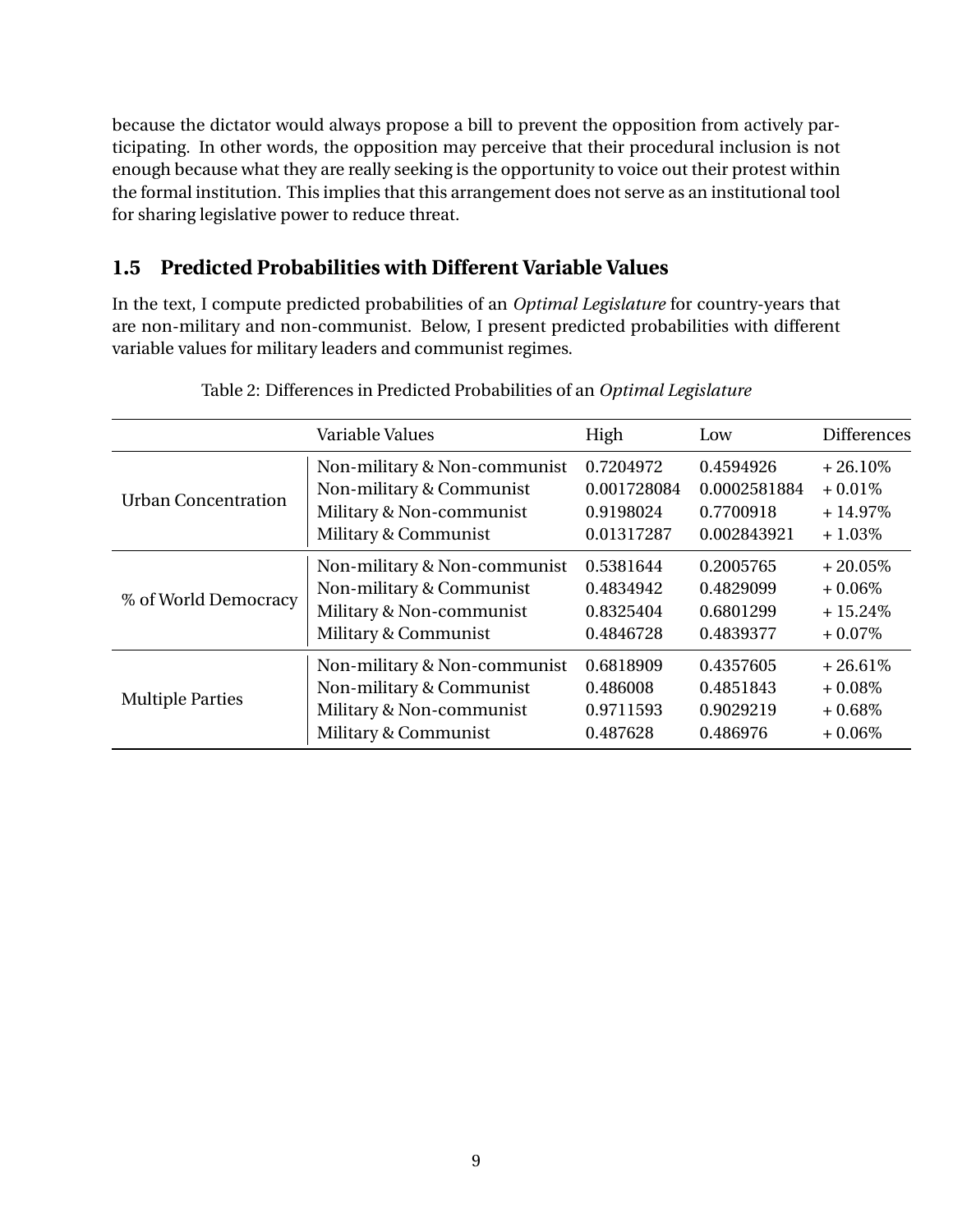because the dictator would always propose a bill to prevent the opposition from actively participating. In other words, the opposition may perceive that their procedural inclusion is not enough because what they are really seeking is the opportunity to voice out their protest within the formal institution. This implies that this arrangement does not serve as an institutional tool for sharing legislative power to reduce threat.

## 1.5 Predicted Probabilities with Different Variable Values

In the text, I compute predicted probabilities of an *Optimal Legislature* for country-years that are non-military and non-communist. Below, I present predicted probabilities with different variable values for military leaders and communist regimes.

Table 2: Differences in Predicted Probabilities of an *Optimal Legislature*

| | Variable Values | High | Low | Differences |
|---|---|---|---|---|
| Urban Concentration | Non-military & Non-communist | 0.7204972 | 0.4594926 | + 26.10% |
| | Non-military & Communist | 0.001728084 | 0.0002581884 | + 0.01% |
| | Military & Non-communist | 0.9198024 | 0.7700918 | + 14.97% |
| | Military & Communist | 0.01317287 | 0.002843921 | + 1.03% |
| % of World Democracy | Non-military & Non-communist | 0.5381644 | 0.2005765 | + 20.05% |
| | Non-military & Communist | 0.4834942 | 0.4829099 | + 0.06% |
| | Military & Non-communist | 0.8325404 | 0.6801299 | + 15.24% |
| | Military & Communist | 0.4846728 | 0.4839377 | + 0.07% |
| Multiple Parties | Non-military & Non-communist | 0.6818909 | 0.4357605 | + 26.61% |
| | Non-military & Communist | 0.486008 | 0.4851843 | + 0.08% |
| | Military & Non-communist | 0.9711593 | 0.9029219 | + 0.68% |
| | Military & Communist | 0.487628 | 0.486976 | + 0.06% |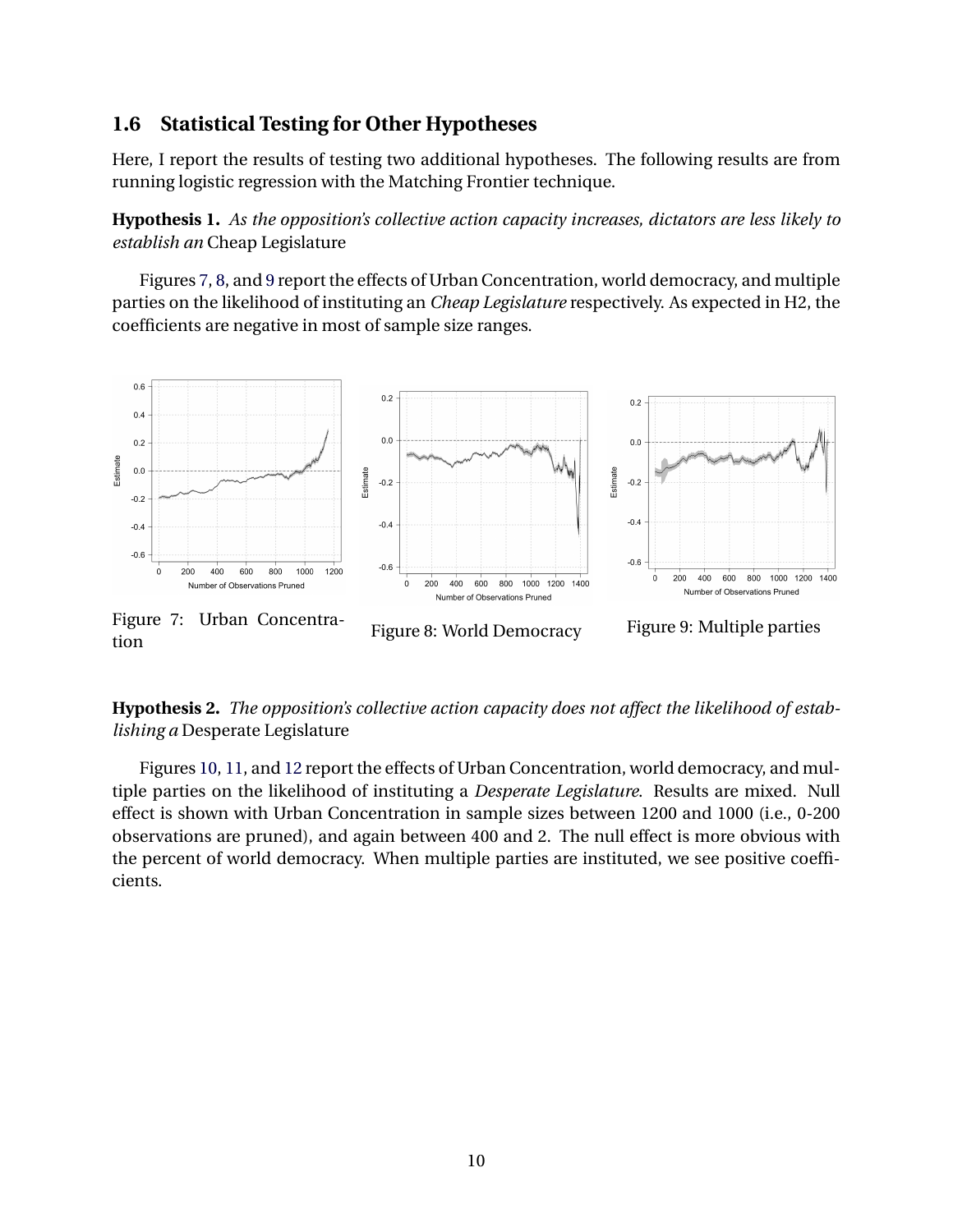## 1.6 Statistical Testing for Other Hypotheses

Here, I report the results of testing two additional hypotheses. The following results are from running logistic regression with the Matching Frontier technique.

**Hypothesis 1.** *As the opposition's collective action capacity increases, dictators are less likely to establish an* Cheap Legislature

Figures 7, 8, and 9 report the effects of Urban Concentration, world democracy, and multiple parties on the likelihood of instituting an *Cheap Legislature* respectively. As expected in H2, the coefficients are negative in most of sample size ranges.

Figure 7: Urban Concentration

Figure 8: World Democracy

Figure 9: Multiple parties

**Hypothesis 2.** *The opposition's collective action capacity does not affect the likelihood of establishing a* Desperate Legislature

Figures 10, 11, and 12 report the effects of Urban Concentration, world democracy, and multiple parties on the likelihood of instituting a *Desperate Legislature*. Results are mixed. Null effect is shown with Urban Concentration in sample sizes between 1200 and 1000 (i.e., 0-200 observations are pruned), and again between 400 and 2. The null effect is more obvious with the percent of world democracy. When multiple parties are instituted, we see positive coefficients.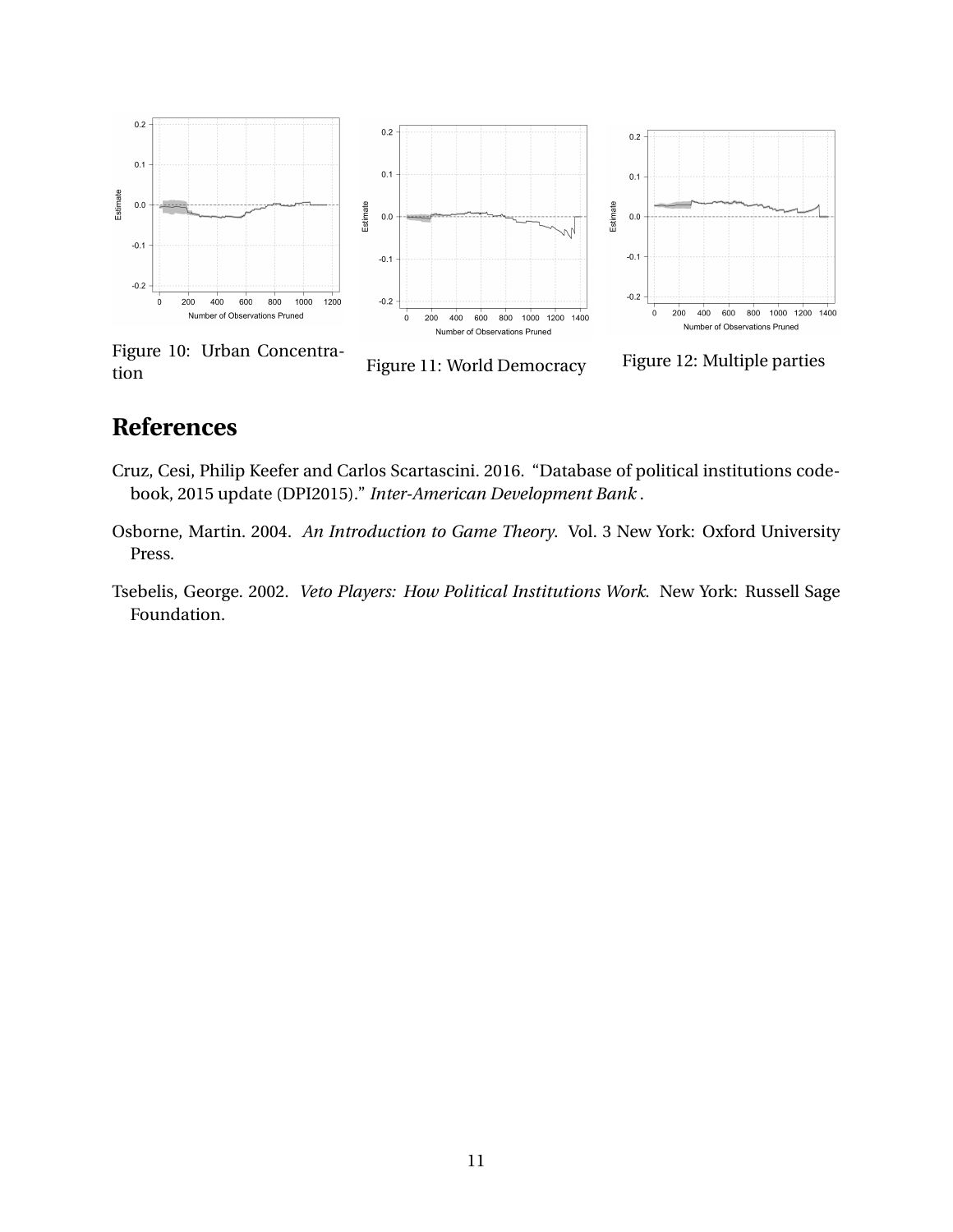0.2
0.1
Estimate
0.0
-0.1
-0.2
0 200 400 600 800 1000 1200
Number of Observations Pruned

Figure 10: Urban Concentration

0.2
0.1
Estimate
0.0
-0.1
-0.2
0 200 400 600 800 1000 1200 1400
Number of Observations Pruned

Figure 11: World Democracy

0.2
0.1
Estimate
0.0
-0.1
-0.2
0 200 400 600 800 1000 1200 1400
Number of Observations Pruned

Figure 12: Multiple parties

# References

Cruz, Cesi, Philip Keefer and Carlos Scartascini. 2016. "Database of political institutions codebook, 2015 update (DPI2015)." *Inter-American Development Bank* .

Osborne, Martin. 2004. *An Introduction to Game Theory*. Vol. 3 New York: Oxford University Press.

Tsebelis, George. 2002. *Veto Players: How Political Institutions Work*. New York: Russell Sage Foundation.